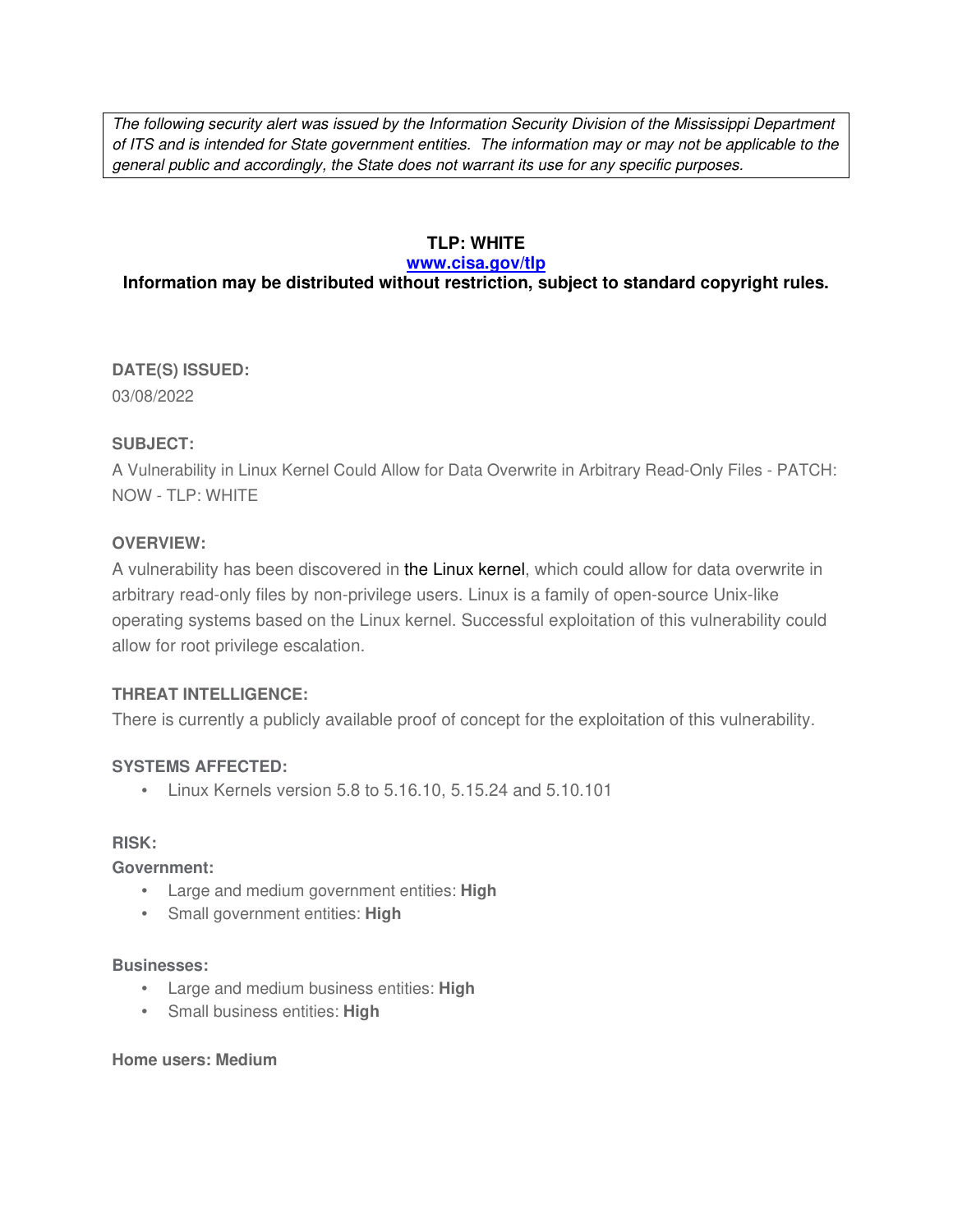*The following security alert was issued by the Information Security Division of the Mississippi Department of ITS and is intended for State government entities. The information may or may not be applicable to the general public and accordingly, the State does not warrant its use for any specific purposes.*

**TLP: WHITE**

**[www.cisa.gov/tlp](www.cisa.gov/tlp)**

**Information may be distributed without restriction, subject to standard copyright rules.**

**DATE(S) ISSUED:**

03/08/2022

**SUBJECT:**

A Vulnerability in Linux Kernel Could Allow for Data Overwrite in Arbitrary Read-Only Files - PATCH: NOW - TLP: WHITE

**OVERVIEW:**

A vulnerability has been discovered in the Linux kernel, which could allow for data overwrite in arbitrary read-only files by non-privilege users. Linux is a family of open-source Unix-like operating systems based on the Linux kernel. Successful exploitation of this vulnerability could allow for root privilege escalation.

**THREAT INTELLIGENCE:**

There is currently a publicly available proof of concept for the exploitation of this vulnerability.

**SYSTEMS AFFECTED:**

- Linux Kernels version 5.8 to 5.16.10, 5.15.24 and 5.10.101

**RISK:**

**Government:**

- Large and medium government entities: **High**
- Small government entities: **High**

**Businesses:**

- Large and medium business entities: **High**
- Small business entities: **High**

**Home users: Medium**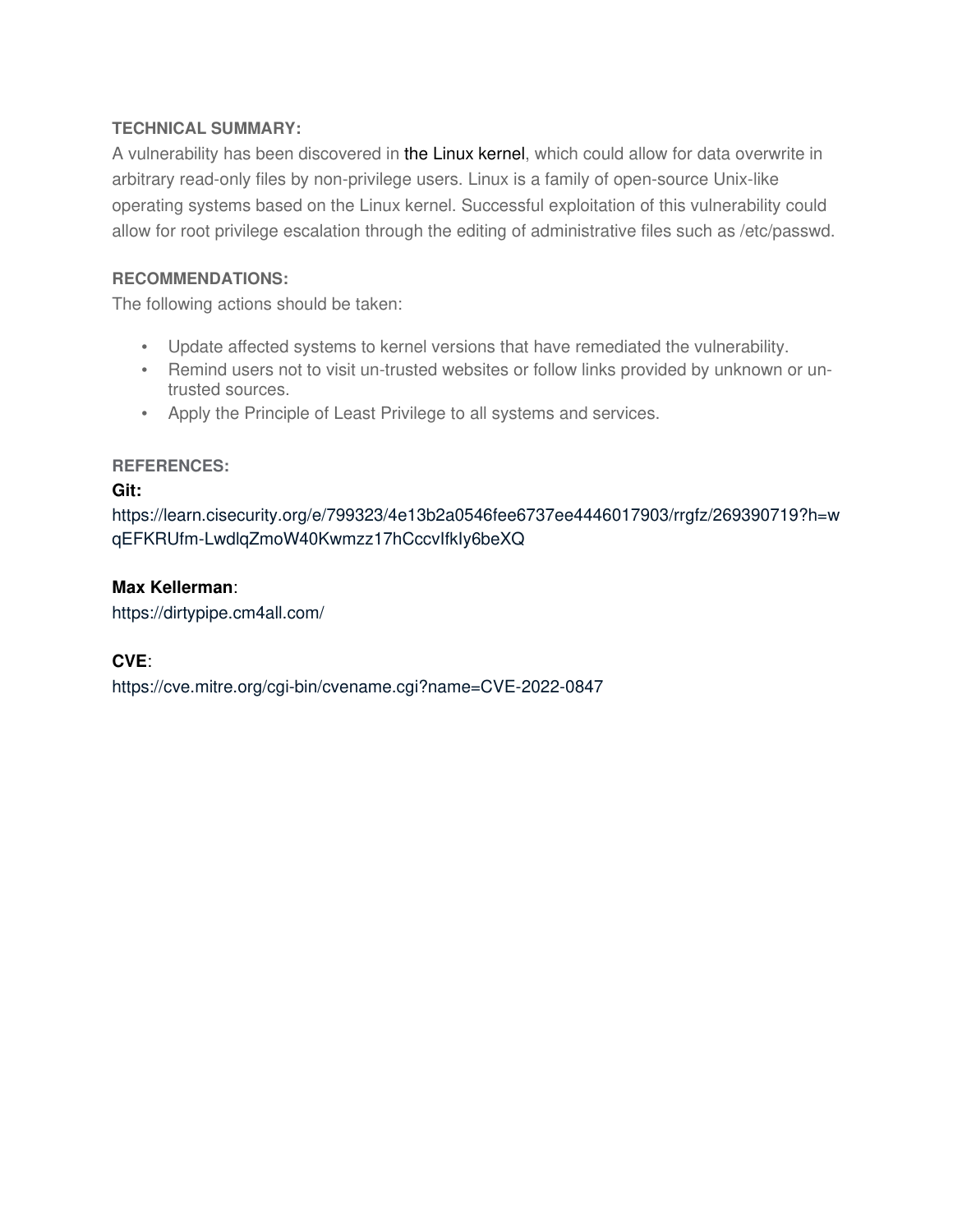**TECHNICAL SUMMARY:**

A vulnerability has been discovered in the Linux kernel, which could allow for data overwrite in arbitrary read-only files by non-privilege users. Linux is a family of open-source Unix-like operating systems based on the Linux kernel. Successful exploitation of this vulnerability could allow for root privilege escalation through the editing of administrative files such as /etc/passwd.

**RECOMMENDATIONS:**

The following actions should be taken:

- Update affected systems to kernel versions that have remediated the vulnerability.
- Remind users not to visit un-trusted websites or follow links provided by unknown or un-trusted sources.
- Apply the Principle of Least Privilege to all systems and services.

**REFERENCES:**

**Git:**

https://learn.cisecurity.org/e/799323/4e13b2a0546fee6737ee4446017903/rrgfz/269390719?h=wqEFKRUfm-LwdlqZmoW40Kwmzz17hCccvIfkIy6beXQ

**Max Kellerman**:

https://dirtypipe.cm4all.com/

**CVE**:

https://cve.mitre.org/cgi-bin/cvename.cgi?name=CVE-2022-0847